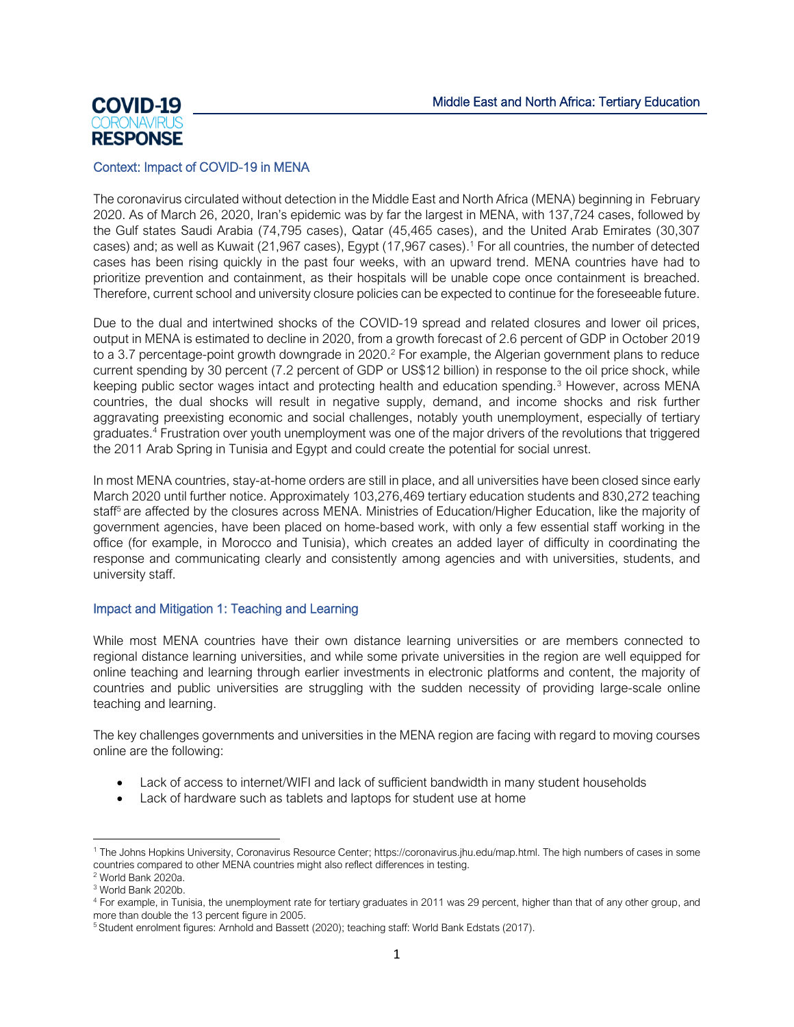**COVID-19 CORONAVIRUS RESPONSE**

Middle East and North Africa: Tertiary Education

## Context: Impact of COVID-19 in MENA

The coronavirus circulated without detection in the Middle East and North Africa (MENA) beginning in February 2020. As of March 26, 2020, Iran's epidemic was by far the largest in MENA, with 137,724 cases, followed by the Gulf states Saudi Arabia (74,795 cases), Qatar (45,465 cases), and the United Arab Emirates (30,307 cases) and; as well as Kuwait (21,967 cases), Egypt (17,967 cases).[1] For all countries, the number of detected cases has been rising quickly in the past four weeks, with an upward trend. MENA countries have had to prioritize prevention and containment, as their hospitals will be unable cope once containment is breached. Therefore, current school and university closure policies can be expected to continue for the foreseeable future.

Due to the dual and intertwined shocks of the COVID-19 spread and related closures and lower oil prices, output in MENA is estimated to decline in 2020, from a growth forecast of 2.6 percent of GDP in October 2019 to a 3.7 percentage-point growth downgrade in 2020.[2] For example, the Algerian government plans to reduce current spending by 30 percent (7.2 percent of GDP or US$12 billion) in response to the oil price shock, while keeping public sector wages intact and protecting health and education spending.[3] However, across MENA countries, the dual shocks will result in negative supply, demand, and income shocks and risk further aggravating preexisting economic and social challenges, notably youth unemployment, especially of tertiary graduates.[4] Frustration over youth unemployment was one of the major drivers of the revolutions that triggered the 2011 Arab Spring in Tunisia and Egypt and could create the potential for social unrest.

In most MENA countries, stay-at-home orders are still in place, and all universities have been closed since early March 2020 until further notice. Approximately 103,276,469 tertiary education students and 830,272 teaching staff[5] are affected by the closures across MENA. Ministries of Education/Higher Education, like the majority of government agencies, have been placed on home-based work, with only a few essential staff working in the office (for example, in Morocco and Tunisia), which creates an added layer of difficulty in coordinating the response and communicating clearly and consistently among agencies and with universities, students, and university staff.

## Impact and Mitigation 1: Teaching and Learning

While most MENA countries have their own distance learning universities or are members connected to regional distance learning universities, and while some private universities in the region are well equipped for online teaching and learning through earlier investments in electronic platforms and content, the majority of countries and public universities are struggling with the sudden necessity of providing large-scale online teaching and learning.

The key challenges governments and universities in the MENA region are facing with regard to moving courses online are the following:

- Lack of access to internet/WIFI and lack of sufficient bandwidth in many student households
- Lack of hardware such as tablets and laptops for student use at home

---

[1] The Johns Hopkins University, Coronavirus Resource Center; https://coronavirus.jhu.edu/map.html. The high numbers of cases in some countries compared to other MENA countries might also reflect differences in testing.

[2] World Bank 2020a.

[3] World Bank 2020b.

[4] For example, in Tunisia, the unemployment rate for tertiary graduates in 2011 was 29 percent, higher than that of any other group, and more than double the 13 percent figure in 2005.

[5] Student enrolment figures: Arnhold and Bassett (2020); teaching staff: World Bank Edstats (2017).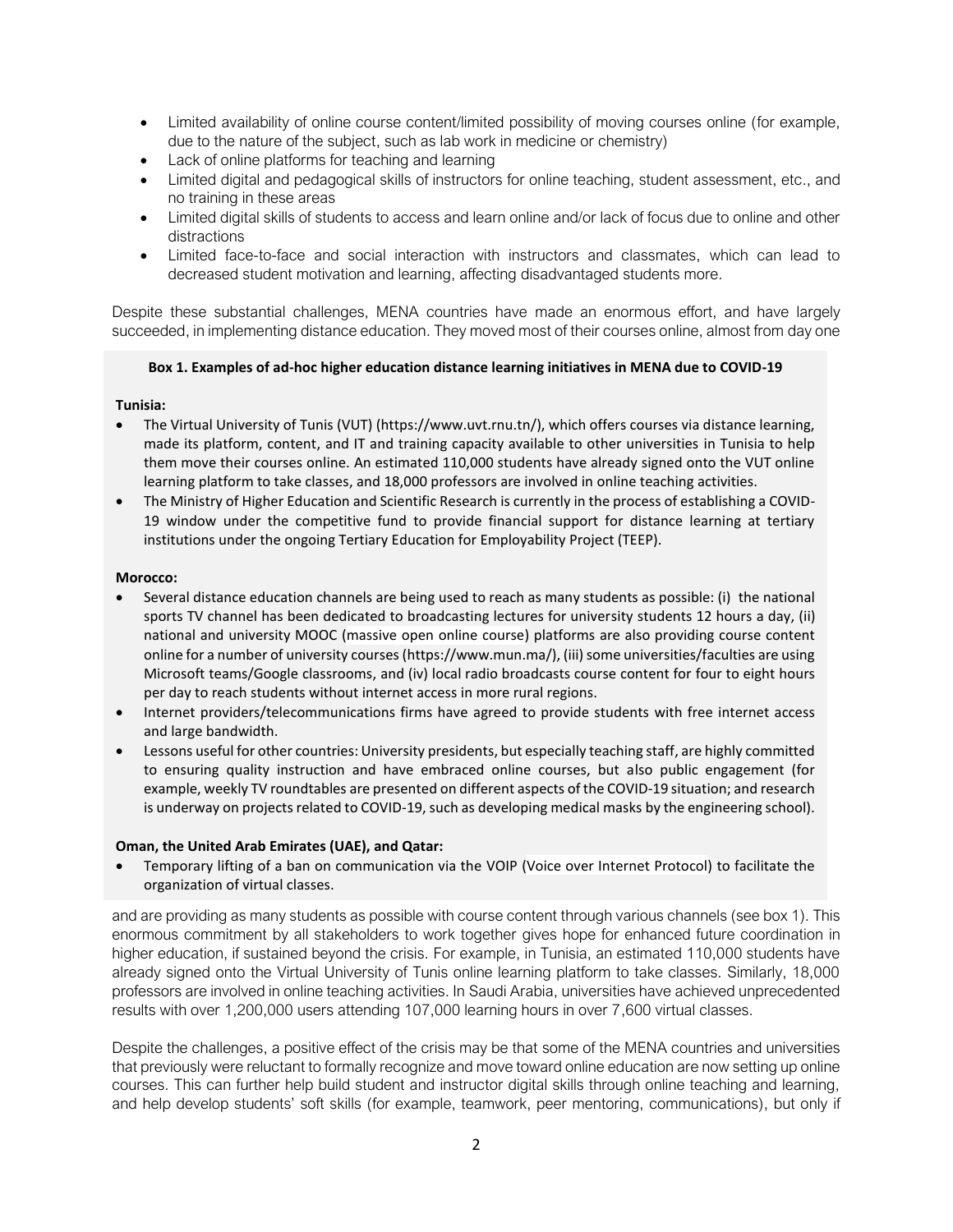- Limited availability of online course content/limited possibility of moving courses online (for example, due to the nature of the subject, such as lab work in medicine or chemistry)
- Lack of online platforms for teaching and learning
- Limited digital and pedagogical skills of instructors for online teaching, student assessment, etc., and no training in these areas
- Limited digital skills of students to access and learn online and/or lack of focus due to online and other distractions
- Limited face-to-face and social interaction with instructors and classmates, which can lead to decreased student motivation and learning, affecting disadvantaged students more.

Despite these substantial challenges, MENA countries have made an enormous effort, and have largely succeeded, in implementing distance education. They moved most of their courses online, almost from day one and are providing as many students as possible with course content through various channels (see box 1). This enormous commitment by all stakeholders to work together gives hope for enhanced future coordination in higher education, if sustained beyond the crisis. For example, in Tunisia, an estimated 110,000 students have already signed onto the Virtual University of Tunis online learning platform to take classes. Similarly, 18,000 professors are involved in online teaching activities. In Saudi Arabia, universities have achieved unprecedented results with over 1,200,000 users attending 107,000 learning hours in over 7,600 virtual classes.

**Box 1. Examples of ad-hoc higher education distance learning initiatives in MENA due to COVID-19**

**Tunisia:**

- The Virtual University of Tunis (VUT) (https://www.uvt.rnu.tn/), which offers courses via distance learning, made its platform, content, and IT and training capacity available to other universities in Tunisia to help them move their courses online. An estimated 110,000 students have already signed onto the VUT online learning platform to take classes, and 18,000 professors are involved in online teaching activities.
- The Ministry of Higher Education and Scientific Research is currently in the process of establishing a COVID-19 window under the competitive fund to provide financial support for distance learning at tertiary institutions under the ongoing Tertiary Education for Employability Project (TEEP).

**Morocco:**

- Several distance education channels are being used to reach as many students as possible: (i) the national sports TV channel has been dedicated to broadcasting lectures for university students 12 hours a day, (ii) national and university MOOC (massive open online course) platforms are also providing course content online for a number of university courses (https://www.mun.ma/), (iii) some universities/faculties are using Microsoft teams/Google classrooms, and (iv) local radio broadcasts course content for four to eight hours per day to reach students without internet access in more rural regions.
- Internet providers/telecommunications firms have agreed to provide students with free internet access and large bandwidth.
- Lessons useful for other countries: University presidents, but especially teaching staff, are highly committed to ensuring quality instruction and have embraced online courses, but also public engagement (for example, weekly TV roundtables are presented on different aspects of the COVID-19 situation; and research is underway on projects related to COVID-19, such as developing medical masks by the engineering school).

**Oman, the United Arab Emirates (UAE), and Qatar:**

- Temporary lifting of a ban on communication via the VOIP (Voice over Internet Protocol) to facilitate the organization of virtual classes.

Despite the challenges, a positive effect of the crisis may be that some of the MENA countries and universities that previously were reluctant to formally recognize and move toward online education are now setting up online courses. This can further help build student and instructor digital skills through online teaching and learning, and help develop students' soft skills (for example, teamwork, peer mentoring, communications), but only if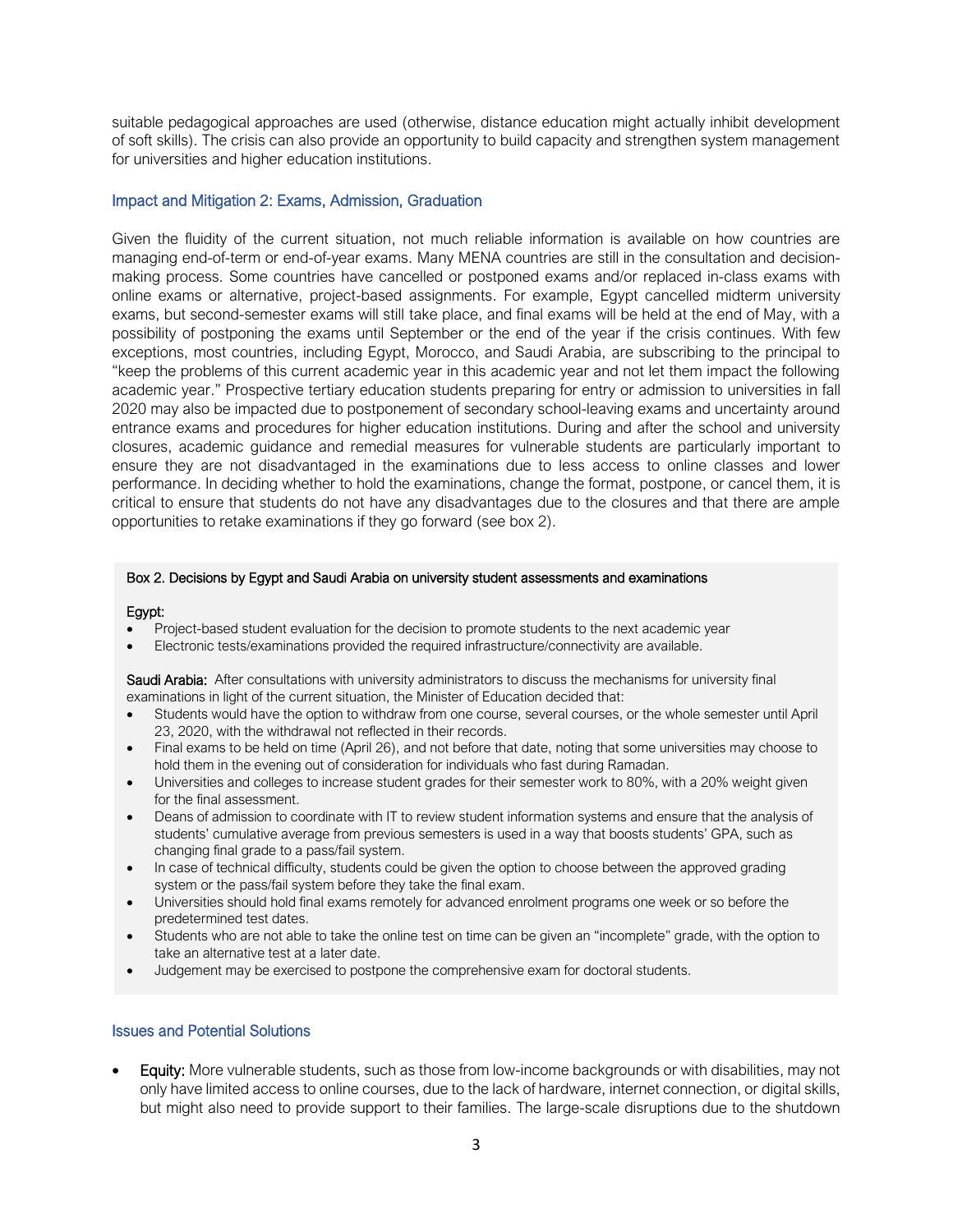suitable pedagogical approaches are used (otherwise, distance education might actually inhibit development of soft skills). The crisis can also provide an opportunity to build capacity and strengthen system management for universities and higher education institutions.

### Impact and Mitigation 2: Exams, Admission, Graduation

Given the fluidity of the current situation, not much reliable information is available on how countries are managing end-of-term or end-of-year exams. Many MENA countries are still in the consultation and decision-making process. Some countries have cancelled or postponed exams and/or replaced in-class exams with online exams or alternative, project-based assignments. For example, Egypt cancelled midterm university exams, but second-semester exams will still take place, and final exams will be held at the end of May, with a possibility of postponing the exams until September or the end of the year if the crisis continues. With few exceptions, most countries, including Egypt, Morocco, and Saudi Arabia, are subscribing to the principal to "keep the problems of this current academic year in this academic year and not let them impact the following academic year." Prospective tertiary education students preparing for entry or admission to universities in fall 2020 may also be impacted due to postponement of secondary school-leaving exams and uncertainty around entrance exams and procedures for higher education institutions. During and after the school and university closures, academic guidance and remedial measures for vulnerable students are particularly important to ensure they are not disadvantaged in the examinations due to less access to online classes and lower performance. In deciding whether to hold the examinations, change the format, postpone, or cancel them, it is critical to ensure that students do not have any disadvantages due to the closures and that there are ample opportunities to retake examinations if they go forward (see box 2).

**Box 2. Decisions by Egypt and Saudi Arabia on university student assessments and examinations**

Egypt:

- Project-based student evaluation for the decision to promote students to the next academic year
- Electronic tests/examinations provided the required infrastructure/connectivity are available.

**Saudi Arabia:** After consultations with university administrators to discuss the mechanisms for university final examinations in light of the current situation, the Minister of Education decided that:

- Students would have the option to withdraw from one course, several courses, or the whole semester until April 23, 2020, with the withdrawal not reflected in their records.
- Final exams to be held on time (April 26), and not before that date, noting that some universities may choose to hold them in the evening out of consideration for individuals who fast during Ramadan.
- Universities and colleges to increase student grades for their semester work to 80%, with a 20% weight given for the final assessment.
- Deans of admission to coordinate with IT to review student information systems and ensure that the analysis of students' cumulative average from previous semesters is used in a way that boosts students' GPA, such as changing final grade to a pass/fail system.
- In case of technical difficulty, students could be given the option to choose between the approved grading system or the pass/fail system before they take the final exam.
- Universities should hold final exams remotely for advanced enrolment programs one week or so before the predetermined test dates.
- Students who are not able to take the online test on time can be given an "incomplete" grade, with the option to take an alternative test at a later date.
- Judgement may be exercised to postpone the comprehensive exam for doctoral students.

### Issues and Potential Solutions

- **Equity:** More vulnerable students, such as those from low-income backgrounds or with disabilities, may not only have limited access to online courses, due to the lack of hardware, internet connection, or digital skills, but might also need to provide support to their families. The large-scale disruptions due to the shutdown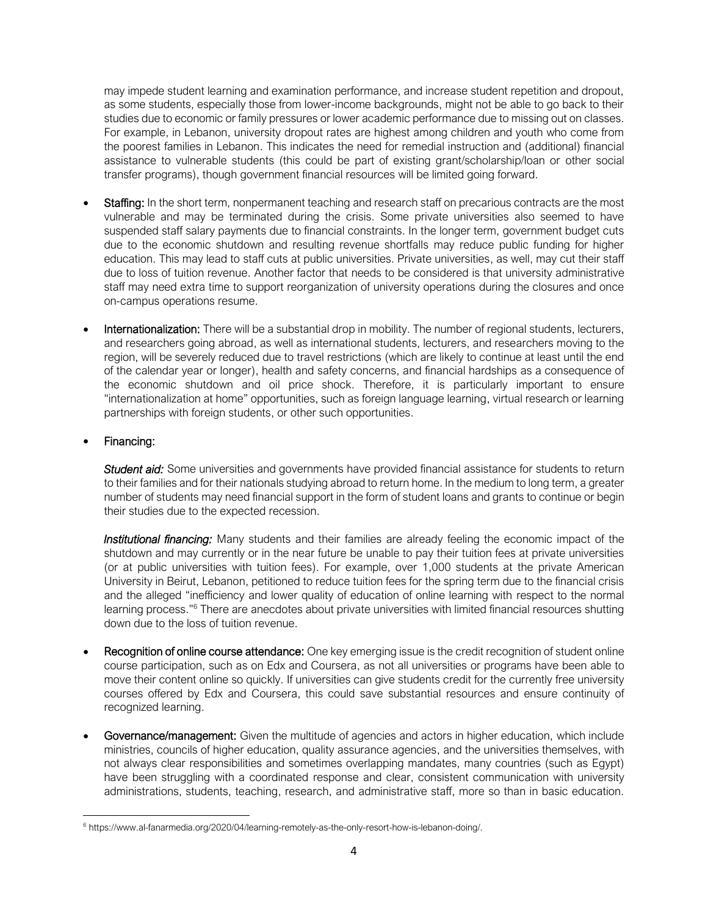may impede student learning and examination performance, and increase student repetition and dropout, as some students, especially those from lower-income backgrounds, might not be able to go back to their studies due to economic or family pressures or lower academic performance due to missing out on classes. For example, in Lebanon, university dropout rates are highest among children and youth who come from the poorest families in Lebanon. This indicates the need for remedial instruction and (additional) financial assistance to vulnerable students (this could be part of existing grant/scholarship/loan or other social transfer programs), though government financial resources will be limited going forward.

- **Staffing:** In the short term, nonpermanent teaching and research staff on precarious contracts are the most vulnerable and may be terminated during the crisis. Some private universities also seemed to have suspended staff salary payments due to financial constraints. In the longer term, government budget cuts due to the economic shutdown and resulting revenue shortfalls may reduce public funding for higher education. This may lead to staff cuts at public universities. Private universities, as well, may cut their staff due to loss of tuition revenue. Another factor that needs to be considered is that university administrative staff may need extra time to support reorganization of university operations during the closures and once on-campus operations resume.

- **Internationalization:** There will be a substantial drop in mobility. The number of regional students, lecturers, and researchers going abroad, as well as international students, lecturers, and researchers moving to the region, will be severely reduced due to travel restrictions (which are likely to continue at least until the end of the calendar year or longer), health and safety concerns, and financial hardships as a consequence of the economic shutdown and oil price shock. Therefore, it is particularly important to ensure "internationalization at home" opportunities, such as foreign language learning, virtual research or learning partnerships with foreign students, or other such opportunities.

- **Financing:**

  ***Student aid:*** Some universities and governments have provided financial assistance for students to return to their families and for their nationals studying abroad to return home. In the medium to long term, a greater number of students may need financial support in the form of student loans and grants to continue or begin their studies due to the expected recession.

  ***Institutional financing:*** Many students and their families are already feeling the economic impact of the shutdown and may currently or in the near future be unable to pay their tuition fees at private universities (or at public universities with tuition fees). For example, over 1,000 students at the private American University in Beirut, Lebanon, petitioned to reduce tuition fees for the spring term due to the financial crisis and the alleged "inefficiency and lower quality of education of online learning with respect to the normal learning process."[6] There are anecdotes about private universities with limited financial resources shutting down due to the loss of tuition revenue.

- **Recognition of online course attendance:** One key emerging issue is the credit recognition of student online course participation, such as on Edx and Coursera, as not all universities or programs have been able to move their content online so quickly. If universities can give students credit for the currently free university courses offered by Edx and Coursera, this could save substantial resources and ensure continuity of recognized learning.

- **Governance/management:** Given the multitude of agencies and actors in higher education, which include ministries, councils of higher education, quality assurance agencies, and the universities themselves, with not always clear responsibilities and sometimes overlapping mandates, many countries (such as Egypt) have been struggling with a coordinated response and clear, consistent communication with university administrations, students, teaching, research, and administrative staff, more so than in basic education.

---

[6] https://www.al-fanarmedia.org/2020/04/learning-remotely-as-the-only-resort-how-is-lebanon-doing/.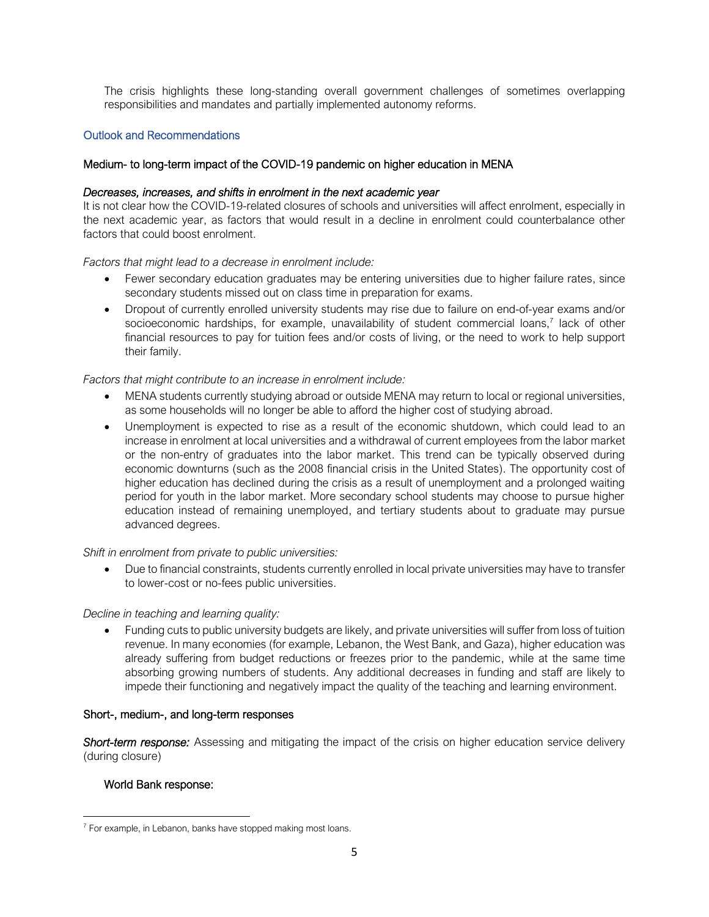The crisis highlights these long-standing overall government challenges of sometimes overlapping responsibilities and mandates and partially implemented autonomy reforms.

## Outlook and Recommendations

### Medium- to long-term impact of the COVID-19 pandemic on higher education in MENA

***Decreases, increases, and shifts in enrolment in the next academic year***

It is not clear how the COVID-19-related closures of schools and universities will affect enrolment, especially in the next academic year, as factors that would result in a decline in enrolment could counterbalance other factors that could boost enrolment.

*Factors that might lead to a decrease in enrolment include:*

- Fewer secondary education graduates may be entering universities due to higher failure rates, since secondary students missed out on class time in preparation for exams.
- Dropout of currently enrolled university students may rise due to failure on end-of-year exams and/or socioeconomic hardships, for example, unavailability of student commercial loans,[7] lack of other financial resources to pay for tuition fees and/or costs of living, or the need to work to help support their family.

*Factors that might contribute to an increase in enrolment include:*

- MENA students currently studying abroad or outside MENA may return to local or regional universities, as some households will no longer be able to afford the higher cost of studying abroad.
- Unemployment is expected to rise as a result of the economic shutdown, which could lead to an increase in enrolment at local universities and a withdrawal of current employees from the labor market or the non-entry of graduates into the labor market. This trend can be typically observed during economic downturns (such as the 2008 financial crisis in the United States). The opportunity cost of higher education has declined during the crisis as a result of unemployment and a prolonged waiting period for youth in the labor market. More secondary school students may choose to pursue higher education instead of remaining unemployed, and tertiary students about to graduate may pursue advanced degrees.

*Shift in enrolment from private to public universities:*

- Due to financial constraints, students currently enrolled in local private universities may have to transfer to lower-cost or no-fees public universities.

*Decline in teaching and learning quality:*

- Funding cuts to public university budgets are likely, and private universities will suffer from loss of tuition revenue. In many economies (for example, Lebanon, the West Bank, and Gaza), higher education was already suffering from budget reductions or freezes prior to the pandemic, while at the same time absorbing growing numbers of students. Any additional decreases in funding and staff are likely to impede their functioning and negatively impact the quality of the teaching and learning environment.

### Short-, medium-, and long-term responses

***Short-term response:*** Assessing and mitigating the impact of the crisis on higher education service delivery (during closure)

#### World Bank response:

[7] For example, in Lebanon, banks have stopped making most loans.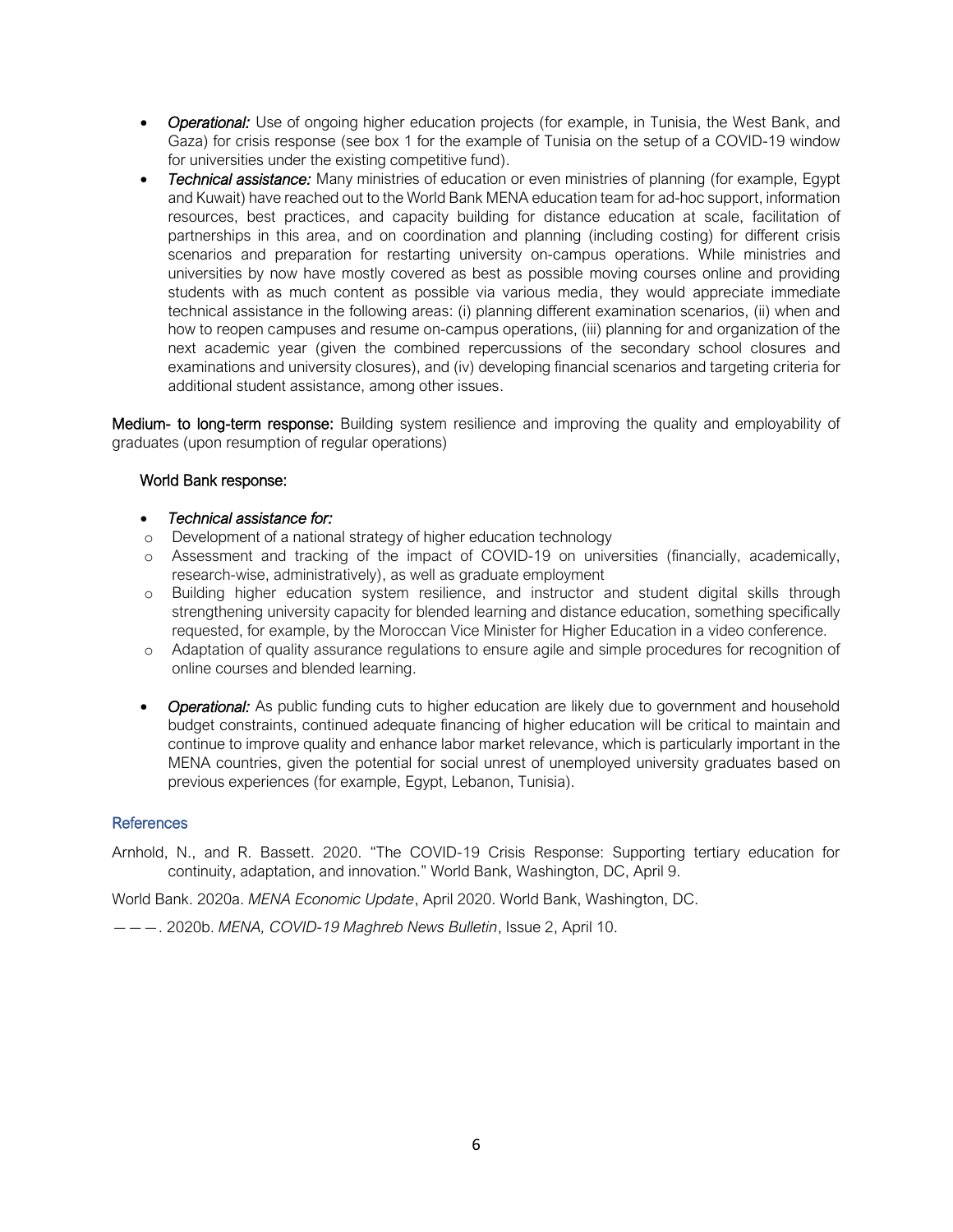- ***Operational:*** Use of ongoing higher education projects (for example, in Tunisia, the West Bank, and Gaza) for crisis response (see box 1 for the example of Tunisia on the setup of a COVID-19 window for universities under the existing competitive fund).
- ***Technical assistance:*** Many ministries of education or even ministries of planning (for example, Egypt and Kuwait) have reached out to the World Bank MENA education team for ad-hoc support, information resources, best practices, and capacity building for distance education at scale, facilitation of partnerships in this area, and on coordination and planning (including costing) for different crisis scenarios and preparation for restarting university on-campus operations. While ministries and universities by now have mostly covered as best as possible moving courses online and providing students with as much content as possible via various media, they would appreciate immediate technical assistance in the following areas: (i) planning different examination scenarios, (ii) when and how to reopen campuses and resume on-campus operations, (iii) planning for and organization of the next academic year (given the combined repercussions of the secondary school closures and examinations and university closures), and (iv) developing financial scenarios and targeting criteria for additional student assistance, among other issues.

**Medium- to long-term response:** Building system resilience and improving the quality and employability of graduates (upon resumption of regular operations)

World Bank response:

- ***Technical assistance for:***
  - Development of a national strategy of higher education technology
  - Assessment and tracking of the impact of COVID-19 on universities (financially, academically, research-wise, administratively), as well as graduate employment
  - Building higher education system resilience, and instructor and student digital skills through strengthening university capacity for blended learning and distance education, something specifically requested, for example, by the Moroccan Vice Minister for Higher Education in a video conference.
  - Adaptation of quality assurance regulations to ensure agile and simple procedures for recognition of online courses and blended learning.
- ***Operational:*** As public funding cuts to higher education are likely due to government and household budget constraints, continued adequate financing of higher education will be critical to maintain and continue to improve quality and enhance labor market relevance, which is particularly important in the MENA countries, given the potential for social unrest of unemployed university graduates based on previous experiences (for example, Egypt, Lebanon, Tunisia).

## References

Arnhold, N., and R. Bassett. 2020. "The COVID-19 Crisis Response: Supporting tertiary education for continuity, adaptation, and innovation." World Bank, Washington, DC, April 9.

World Bank. 2020a. *MENA Economic Update*, April 2020. World Bank, Washington, DC.

———. 2020b. *MENA, COVID-19 Maghreb News Bulletin*, Issue 2, April 10.